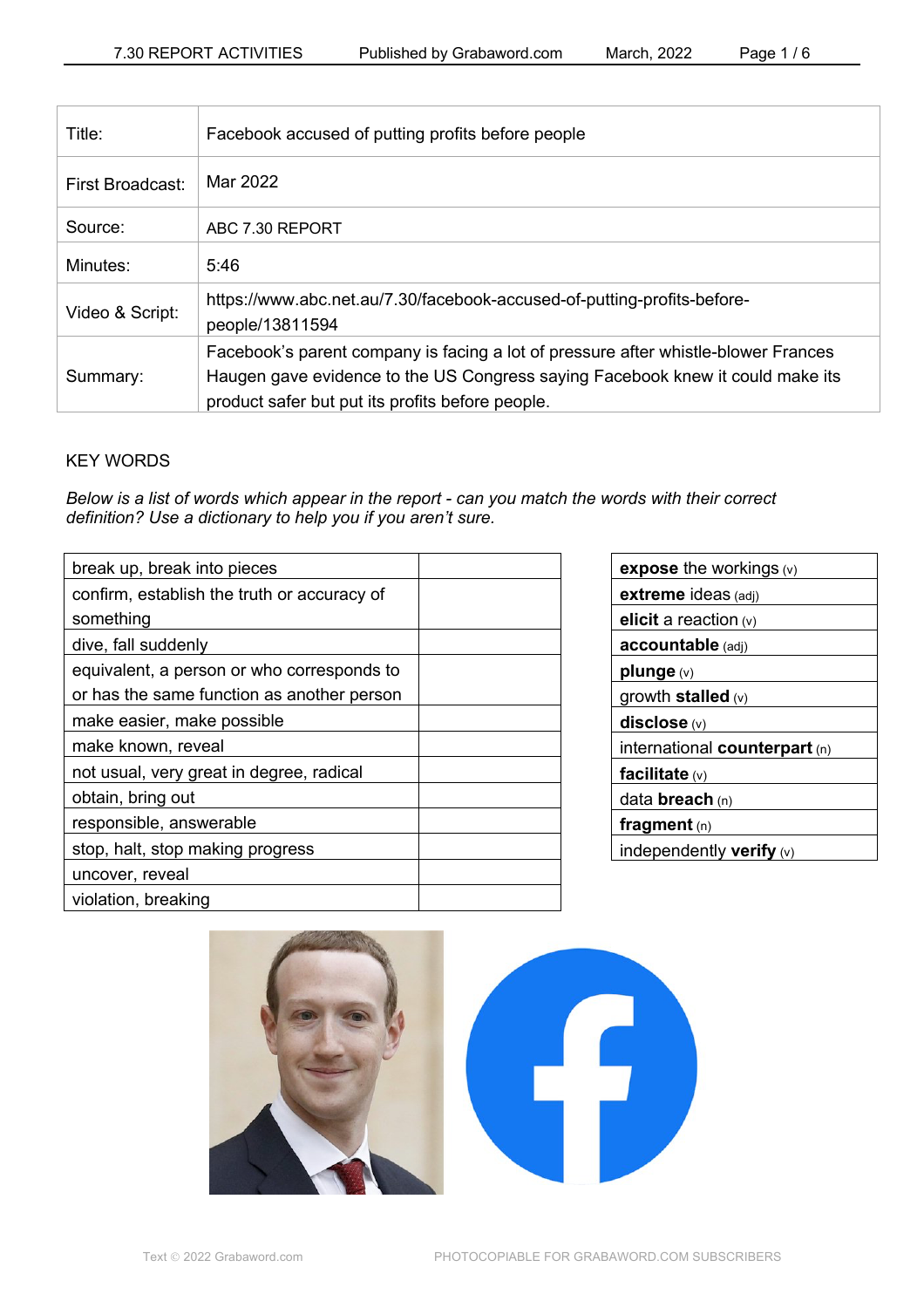| Title: | Facebook accused of putting profits before people |
|---|---|
| First Broadcast: | Mar 2022 |
| Source: | ABC 7.30 REPORT |
| Minutes: | 5:46 |
| Video & Script: | https://www.abc.net.au/7.30/facebook-accused-of-putting-profits-before-people/13811594 |
| Summary: | Facebook's parent company is facing a lot of pressure after whistle-blower Frances Haugen gave evidence to the US Congress saying Facebook knew it could make its product safer but put its profits before people. |

KEY WORDS

*Below is a list of words which appear in the report - can you match the words with their correct definition? Use a dictionary to help you if you aren't sure.*

| Definition | |
|---|---|
| break up, break into pieces | |
| confirm, establish the truth or accuracy of something | |
| dive, fall suddenly | |
| equivalent, a person or who corresponds to or has the same function as another person | |
| make easier, make possible | |
| make known, reveal | |
| not usual, very great in degree, radical | |
| obtain, bring out | |
| responsible, answerable | |
| stop, halt, stop making progress | |
| uncover, reveal | |
| violation, breaking | |

| Words |
|---|
| **expose** the workings (v) |
| **extreme** ideas (adj) |
| **elicit** a reaction (v) |
| **accountable** (adj) |
| **plunge** (v) |
| growth **stalled** (v) |
| **disclose** (v) |
| international **counterpart** (n) |
| **facilitate** (v) |
| data **breach** (n) |
| **fragment** (n) |
| independently **verify** (v) |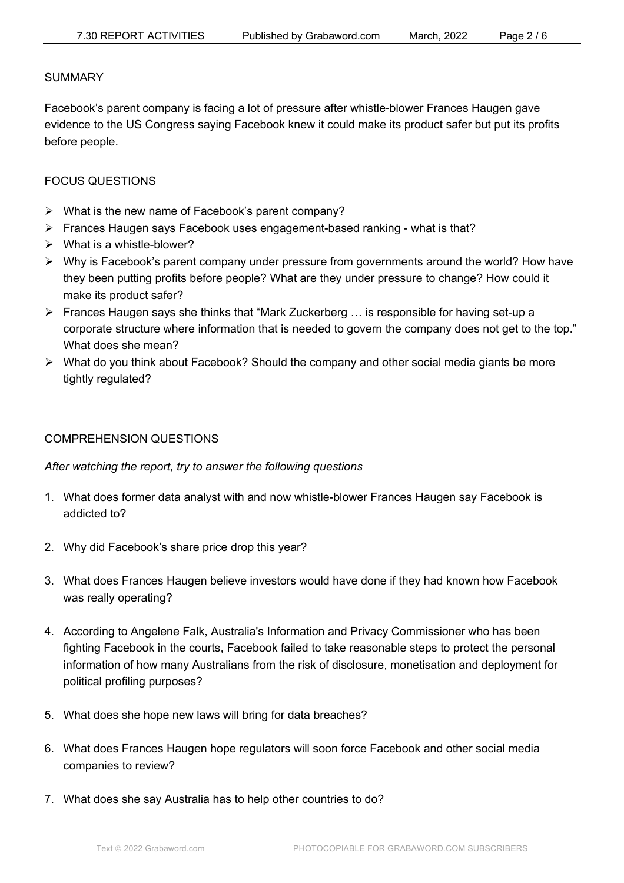## SUMMARY

Facebook's parent company is facing a lot of pressure after whistle-blower Frances Haugen gave evidence to the US Congress saying Facebook knew it could make its product safer but put its profits before people.

## FOCUS QUESTIONS

- What is the new name of Facebook's parent company?
- Frances Haugen says Facebook uses engagement-based ranking - what is that?
- What is a whistle-blower?
- Why is Facebook's parent company under pressure from governments around the world? How have they been putting profits before people? What are they under pressure to change? How could it make its product safer?
- Frances Haugen says she thinks that "Mark Zuckerberg … is responsible for having set-up a corporate structure where information that is needed to govern the company does not get to the top." What does she mean?
- What do you think about Facebook? Should the company and other social media giants be more tightly regulated?

## COMPREHENSION QUESTIONS

*After watching the report, try to answer the following questions*

1. What does former data analyst with and now whistle-blower Frances Haugen say Facebook is addicted to?

2. Why did Facebook's share price drop this year?

3. What does Frances Haugen believe investors would have done if they had known how Facebook was really operating?

4. According to Angelene Falk, Australia's Information and Privacy Commissioner who has been fighting Facebook in the courts, Facebook failed to take reasonable steps to protect the personal information of how many Australians from the risk of disclosure, monetisation and deployment for political profiling purposes?

5. What does she hope new laws will bring for data breaches?

6. What does Frances Haugen hope regulators will soon force Facebook and other social media companies to review?

7. What does she say Australia has to help other countries to do?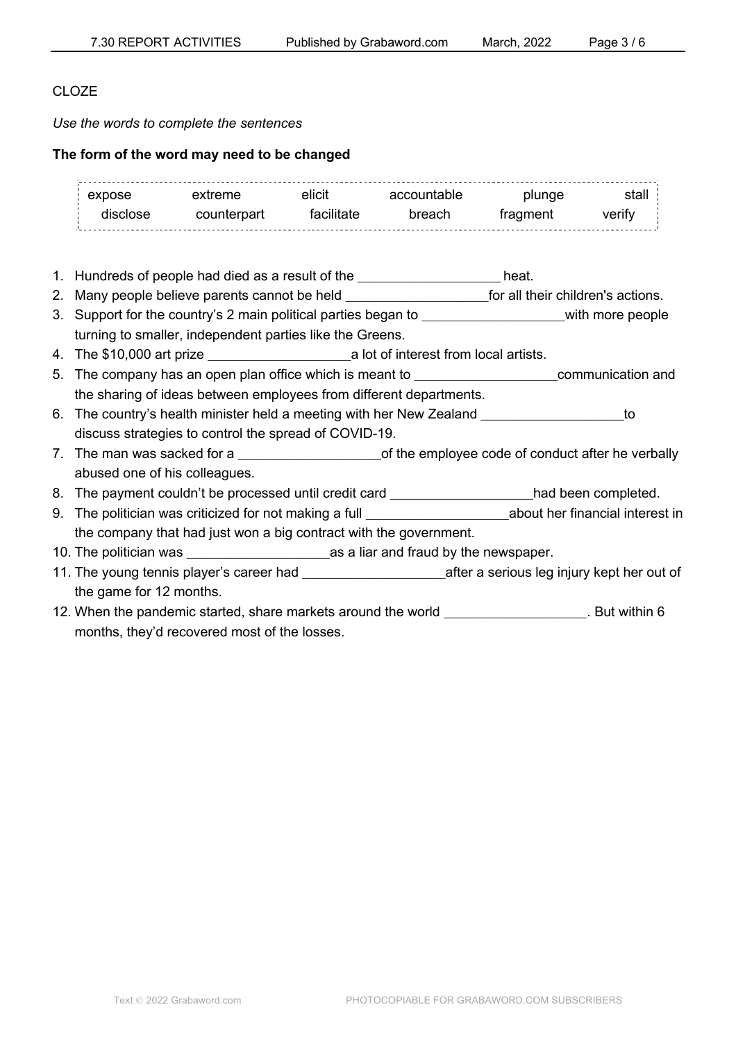CLOZE

*Use the words to complete the sentences*

**The form of the word may need to be changed**

| expose | extreme | elicit | accountable | plunge | stall |
|---|---|---|---|---|---|
| disclose | counterpart | facilitate | breach | fragment | verify |

1. Hundreds of people had died as a result of the ___________________ heat.
2. Many people believe parents cannot be held ___________________for all their children's actions.
3. Support for the country's 2 main political parties began to ___________________with more people turning to smaller, independent parties like the Greens.
4. The $10,000 art prize ___________________a lot of interest from local artists.
5. The company has an open plan office which is meant to ___________________communication and the sharing of ideas between employees from different departments.
6. The country's health minister held a meeting with her New Zealand ___________________to discuss strategies to control the spread of COVID-19.
7. The man was sacked for a ___________________of the employee code of conduct after he verbally abused one of his colleagues.
8. The payment couldn't be processed until credit card ___________________had been completed.
9. The politician was criticized for not making a full ___________________about her financial interest in the company that had just won a big contract with the government.
10. The politician was ___________________as a liar and fraud by the newspaper.
11. The young tennis player's career had ___________________after a serious leg injury kept her out of the game for 12 months.
12. When the pandemic started, share markets around the world ___________________. But within 6 months, they'd recovered most of the losses.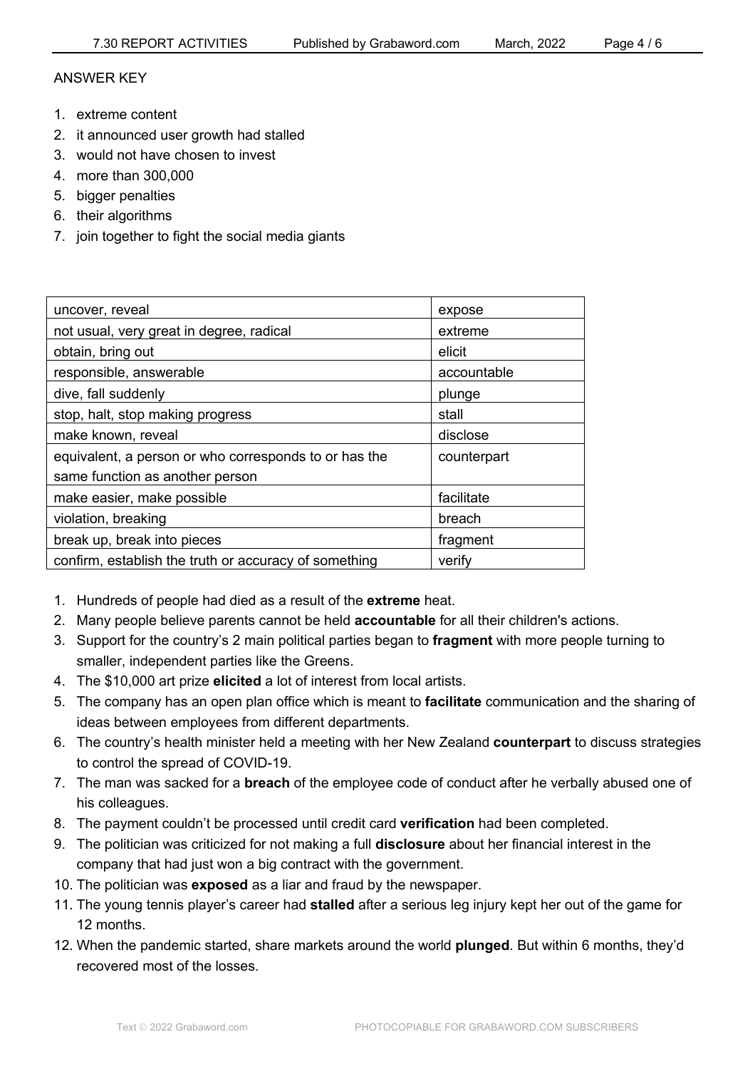ANSWER KEY

1. extreme content
2. it announced user growth had stalled
3. would not have chosen to invest
4. more than 300,000
5. bigger penalties
6. their algorithms
7. join together to fight the social media giants

| | |
|---|---|
| uncover, reveal | expose |
| not usual, very great in degree, radical | extreme |
| obtain, bring out | elicit |
| responsible, answerable | accountable |
| dive, fall suddenly | plunge |
| stop, halt, stop making progress | stall |
| make known, reveal | disclose |
| equivalent, a person or who corresponds to or has the same function as another person | counterpart |
| make easier, make possible | facilitate |
| violation, breaking | breach |
| break up, break into pieces | fragment |
| confirm, establish the truth or accuracy of something | verify |

1. Hundreds of people had died as a result of the **extreme** heat.
2. Many people believe parents cannot be held **accountable** for all their children's actions.
3. Support for the country's 2 main political parties began to **fragment** with more people turning to smaller, independent parties like the Greens.
4. The $10,000 art prize **elicited** a lot of interest from local artists.
5. The company has an open plan office which is meant to **facilitate** communication and the sharing of ideas between employees from different departments.
6. The country's health minister held a meeting with her New Zealand **counterpart** to discuss strategies to control the spread of COVID-19.
7. The man was sacked for a **breach** of the employee code of conduct after he verbally abused one of his colleagues.
8. The payment couldn't be processed until credit card **verification** had been completed.
9. The politician was criticized for not making a full **disclosure** about her financial interest in the company that had just won a big contract with the government.
10. The politician was **exposed** as a liar and fraud by the newspaper.
11. The young tennis player's career had **stalled** after a serious leg injury kept her out of the game for 12 months.
12. When the pandemic started, share markets around the world **plunged**. But within 6 months, they'd recovered most of the losses.